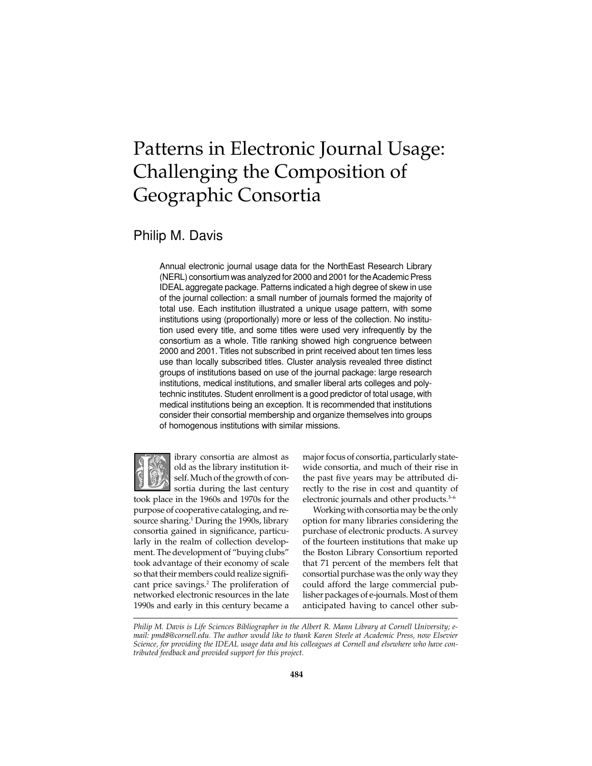# Patterns in Electronic Journal Usage: Challenging the Composition of Geographic Consortia

## Philip M. Davis

Annual electronic journal usage data for the NorthEast Research Library (NERL) consortium was analyzed for 2000 and 2001 for the Academic Press IDEAL aggregate package. Patterns indicated a high degree of skew in use of the journal collection: a small number of journals formed the majority of total use. Each institution illustrated a unique usage pattern, with some institutions using (proportionally) more or less of the collection. No institution used every title, and some titles were used very infrequently by the consortium as a whole. Title ranking showed high congruence between 2000 and 2001. Titles not subscribed in print received about ten times less use than locally subscribed titles. Cluster analysis revealed three distinct groups of institutions based on use of the journal package: large research institutions, medical institutions, and smaller liberal arts colleges and polytechnic institutes. Student enrollment is a good predictor of total usage, with medical institutions being an exception. It is recommended that institutions consider their consortial membership and organize themselves into groups of homogenous institutions with similar missions.

Library consortia are almost as old as the library institution itself. Much of the growth of consortia during the last century took place in the 1960s and 1970s for the purpose of cooperative cataloging, and resource sharing.[1] During the 1990s, library consortia gained in significance, particularly in the realm of collection development. The development of "buying clubs" took advantage of their economy of scale so that their members could realize significant price savings.[2] The proliferation of networked electronic resources in the late 1990s and early in this century became a major focus of consortia, particularly statewide consortia, and much of their rise in the past five years may be attributed directly to the rise in cost and quantity of electronic journals and other products.[3–6]

Working with consortia may be the only option for many libraries considering the purchase of electronic products. A survey of the fourteen institutions that make up the Boston Library Consortium reported that 71 percent of the members felt that consortial purchase was the only way they could afford the large commercial publisher packages of e-journals. Most of them anticipated having to cancel other sub-

---

*Philip M. Davis is Life Sciences Bibliographer in the Albert R. Mann Library at Cornell University; e-mail: pmd8@cornell.edu. The author would like to thank Karen Steele at Academic Press, now Elsevier Science, for providing the IDEAL usage data and his colleagues at Cornell and elsewhere who have contributed feedback and provided support for this project.*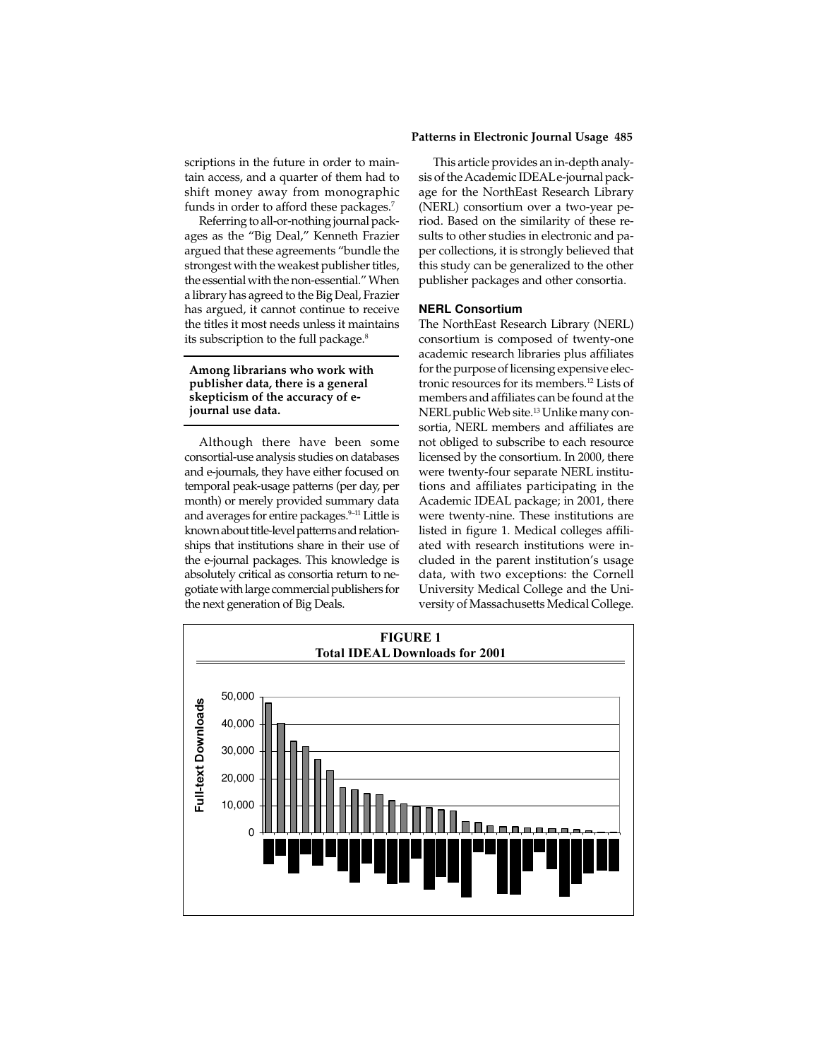scriptions in the future in order to maintain access, and a quarter of them had to shift money away from monographic funds in order to afford these packages.[7]

Referring to all-or-nothing journal packages as the "Big Deal," Kenneth Frazier argued that these agreements "bundle the strongest with the weakest publisher titles, the essential with the non-essential." When a library has agreed to the Big Deal, Frazier has argued, it cannot continue to receive the titles it most needs unless it maintains its subscription to the full package.[8]

**Among librarians who work with publisher data, there is a general skepticism of the accuracy of e-journal use data.**

Although there have been some consortial-use analysis studies on databases and e-journals, they have either focused on temporal peak-usage patterns (per day, per month) or merely provided summary data and averages for entire packages.[9–11] Little is known about title-level patterns and relationships that institutions share in their use of the e-journal packages. This knowledge is absolutely critical as consortia return to negotiate with large commercial publishers for the next generation of Big Deals.

This article provides an in-depth analysis of the Academic IDEAL e-journal package for the NorthEast Research Library (NERL) consortium over a two-year period. Based on the similarity of these results to other studies in electronic and paper collections, it is strongly believed that this study can be generalized to the other publisher packages and other consortia.

## NERL Consortium

The NorthEast Research Library (NERL) consortium is composed of twenty-one academic research libraries plus affiliates for the purpose of licensing expensive electronic resources for its members.[12] Lists of members and affiliates can be found at the NERL public Web site.[13] Unlike many consortia, NERL members and affiliates are not obliged to subscribe to each resource licensed by the consortium. In 2000, there were twenty-four separate NERL institutions and affiliates participating in the Academic IDEAL package; in 2001, there were twenty-nine. These institutions are listed in figure 1. Medical colleges affiliated with research institutions were included in the parent institution's usage data, with two exceptions: the Cornell University Medical College and the University of Massachusetts Medical College.

**FIGURE 1**
**Total IDEAL Downloads for 2001**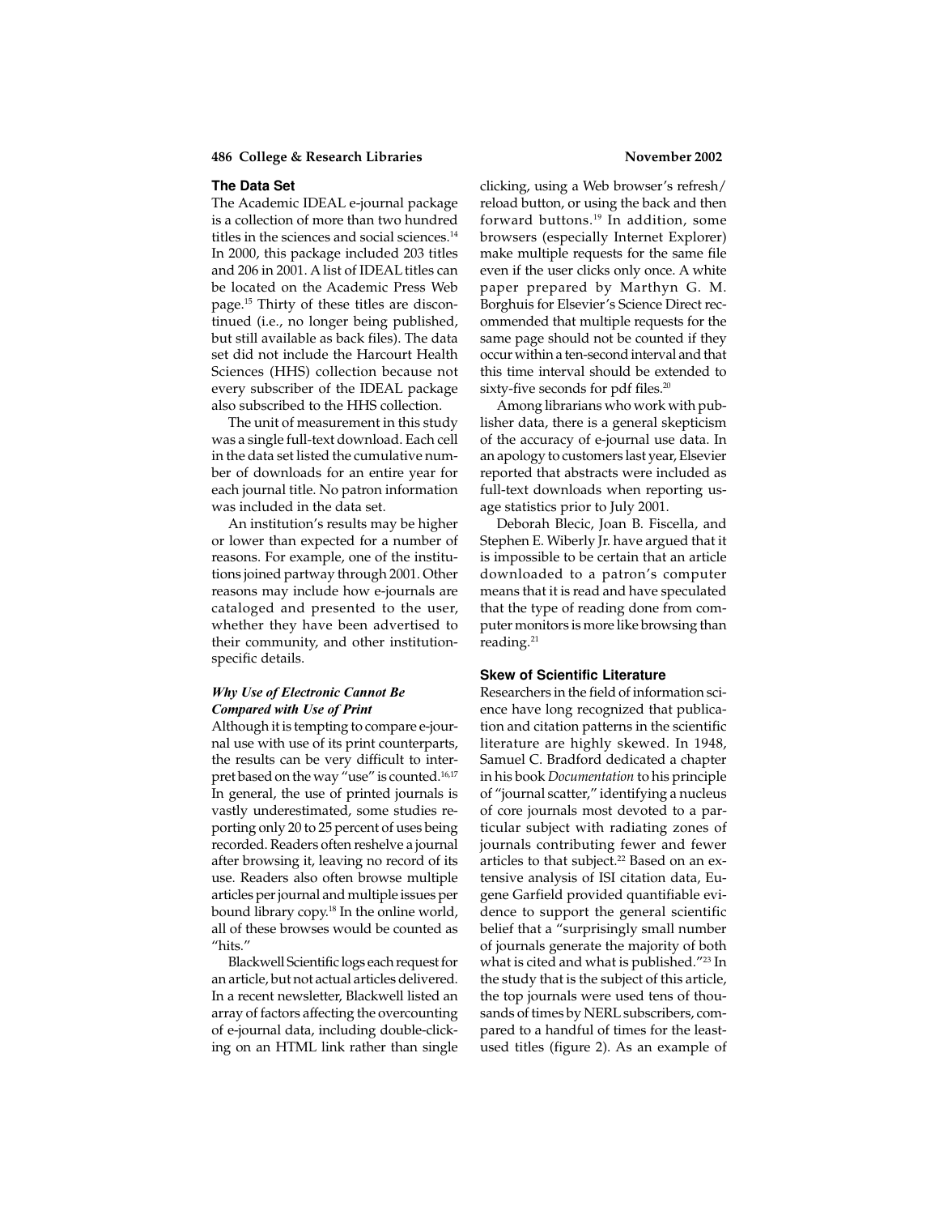### The Data Set

The Academic IDEAL e-journal package is a collection of more than two hundred titles in the sciences and social sciences.[14] In 2000, this package included 203 titles and 206 in 2001. A list of IDEAL titles can be located on the Academic Press Web page.[15] Thirty of these titles are discontinued (i.e., no longer being published, but still available as back files). The data set did not include the Harcourt Health Sciences (HHS) collection because not every subscriber of the IDEAL package also subscribed to the HHS collection.

The unit of measurement in this study was a single full-text download. Each cell in the data set listed the cumulative number of downloads for an entire year for each journal title. No patron information was included in the data set.

An institution's results may be higher or lower than expected for a number of reasons. For example, one of the institutions joined partway through 2001. Other reasons may include how e-journals are cataloged and presented to the user, whether they have been advertised to their community, and other institution-specific details.

#### *Why Use of Electronic Cannot Be Compared with Use of Print*

Although it is tempting to compare e-journal use with use of its print counterparts, the results can be very difficult to interpret based on the way "use" is counted.[16,17] In general, the use of printed journals is vastly underestimated, some studies reporting only 20 to 25 percent of uses being recorded. Readers often reshelve a journal after browsing it, leaving no record of its use. Readers also often browse multiple articles per journal and multiple issues per bound library copy.[18] In the online world, all of these browses would be counted as "hits."

Blackwell Scientific logs each request for an article, but not actual articles delivered. In a recent newsletter, Blackwell listed an array of factors affecting the overcounting of e-journal data, including double-clicking on an HTML link rather than single clicking, using a Web browser's refresh/reload button, or using the back and then forward buttons.[19] In addition, some browsers (especially Internet Explorer) make multiple requests for the same file even if the user clicks only once. A white paper prepared by Marthyn G. M. Borghuis for Elsevier's Science Direct recommended that multiple requests for the same page should not be counted if they occur within a ten-second interval and that this time interval should be extended to sixty-five seconds for pdf files.[20]

Among librarians who work with publisher data, there is a general skepticism of the accuracy of e-journal use data. In an apology to customers last year, Elsevier reported that abstracts were included as full-text downloads when reporting usage statistics prior to July 2001.

Deborah Blecic, Joan B. Fiscella, and Stephen E. Wiberly Jr. have argued that it is impossible to be certain that an article downloaded to a patron's computer means that it is read and have speculated that the type of reading done from computer monitors is more like browsing than reading.[21]

### Skew of Scientific Literature

Researchers in the field of information science have long recognized that publication and citation patterns in the scientific literature are highly skewed. In 1948, Samuel C. Bradford dedicated a chapter in his book *Documentation* to his principle of "journal scatter," identifying a nucleus of core journals most devoted to a particular subject with radiating zones of journals contributing fewer and fewer articles to that subject.[22] Based on an extensive analysis of ISI citation data, Eugene Garfield provided quantifiable evidence to support the general scientific belief that a "surprisingly small number of journals generate the majority of both what is cited and what is published."[23] In the study that is the subject of this article, the top journals were used tens of thousands of times by NERL subscribers, compared to a handful of times for the least-used titles (figure 2). As an example of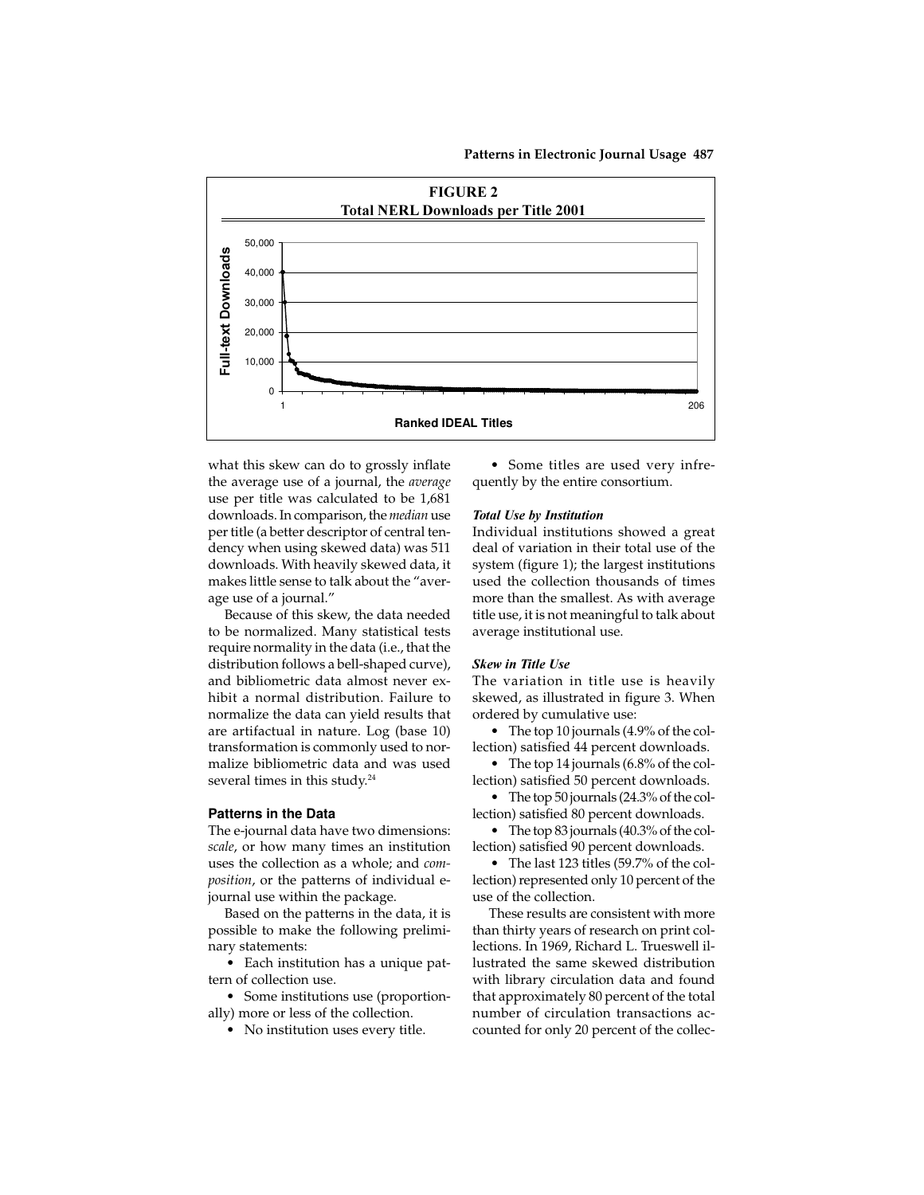**FIGURE 2**
**Total NERL Downloads per Title 2001**

what this skew can do to grossly inflate the average use of a journal, the *average* use per title was calculated to be 1,681 downloads. In comparison, the *median* use per title (a better descriptor of central tendency when using skewed data) was 511 downloads. With heavily skewed data, it makes little sense to talk about the "average use of a journal."

Because of this skew, the data needed to be normalized. Many statistical tests require normality in the data (i.e., that the distribution follows a bell-shaped curve), and bibliometric data almost never exhibit a normal distribution. Failure to normalize the data can yield results that are artifactual in nature. Log (base 10) transformation is commonly used to normalize bibliometric data and was used several times in this study.[24]

### Patterns in the Data

The e-journal data have two dimensions: *scale*, or how many times an institution uses the collection as a whole; and *composition*, or the patterns of individual e-journal use within the package.

Based on the patterns in the data, it is possible to make the following preliminary statements:

- Each institution has a unique pattern of collection use.
- Some institutions use (proportionally) more or less of the collection.
- No institution uses every title.
- Some titles are used very infrequently by the entire consortium.

#### *Total Use by Institution*

Individual institutions showed a great deal of variation in their total use of the system (figure 1); the largest institutions used the collection thousands of times more than the smallest. As with average title use, it is not meaningful to talk about average institutional use.

#### *Skew in Title Use*

The variation in title use is heavily skewed, as illustrated in figure 3. When ordered by cumulative use:

- The top 10 journals (4.9% of the collection) satisfied 44 percent downloads.
- The top 14 journals (6.8% of the collection) satisfied 50 percent downloads.
- The top 50 journals (24.3% of the collection) satisfied 80 percent downloads.
- The top 83 journals (40.3% of the collection) satisfied 90 percent downloads.
- The last 123 titles (59.7% of the collection) represented only 10 percent of the use of the collection.

These results are consistent with more than thirty years of research on print collections. In 1969, Richard L. Trueswell illustrated the same skewed distribution with library circulation data and found that approximately 80 percent of the total number of circulation transactions accounted for only 20 percent of the collec-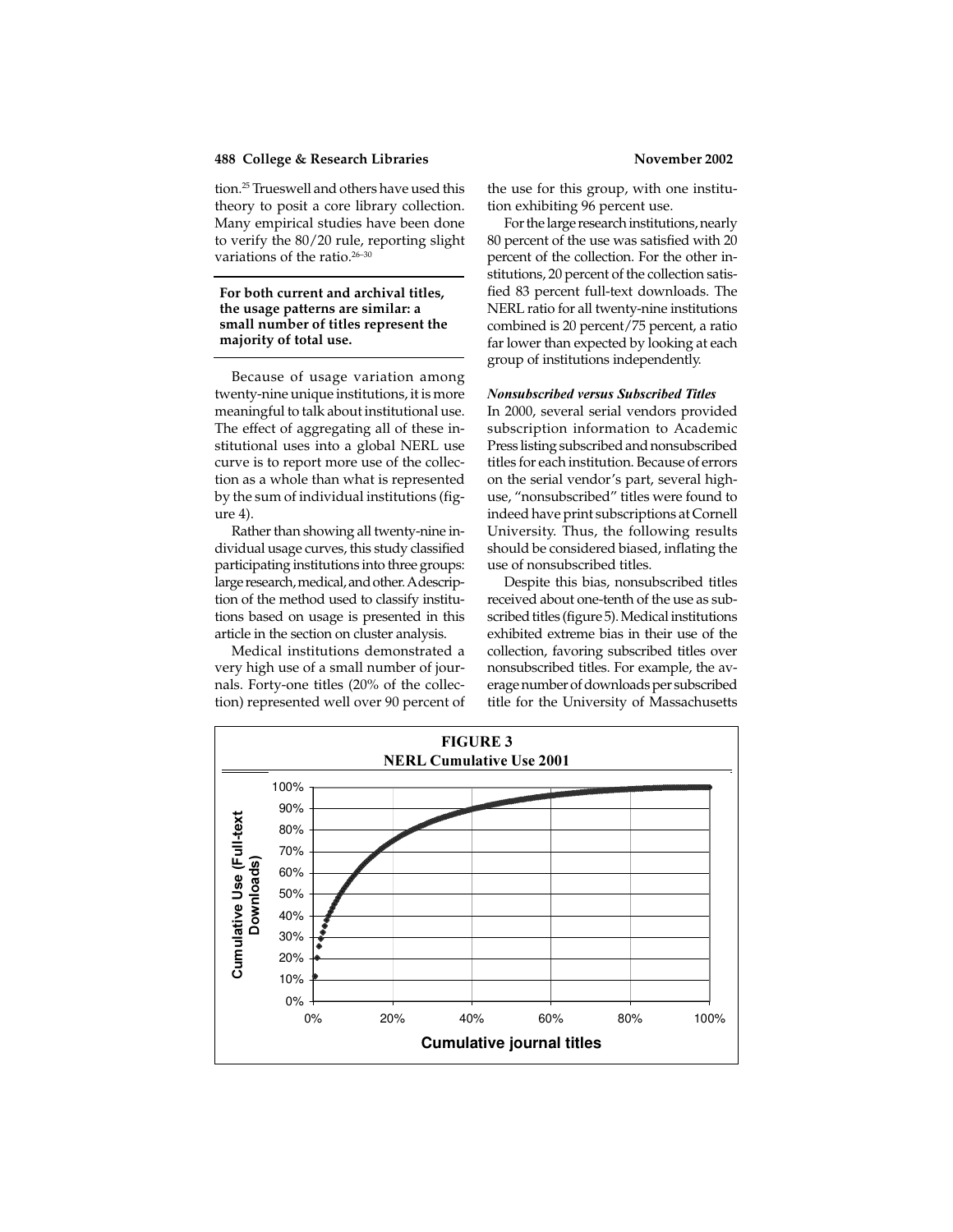tion.[25] Trueswell and others have used this theory to posit a core library collection. Many empirical studies have been done to verify the 80/20 rule, reporting slight variations of the ratio.[26–30]

**For both current and archival titles, the usage patterns are similar: a small number of titles represent the majority of total use.**

Because of usage variation among twenty-nine unique institutions, it is more meaningful to talk about institutional use. The effect of aggregating all of these institutional uses into a global NERL use curve is to report more use of the collection as a whole than what is represented by the sum of individual institutions (figure 4).

Rather than showing all twenty-nine individual usage curves, this study classified participating institutions into three groups: large research, medical, and other. A description of the method used to classify institutions based on usage is presented in this article in the section on cluster analysis.

Medical institutions demonstrated a very high use of a small number of journals. Forty-one titles (20% of the collection) represented well over 90 percent of the use for this group, with one institution exhibiting 96 percent use.

For the large research institutions, nearly 80 percent of the use was satisfied with 20 percent of the collection. For the other institutions, 20 percent of the collection satisfied 83 percent full-text downloads. The NERL ratio for all twenty-nine institutions combined is 20 percent/75 percent, a ratio far lower than expected by looking at each group of institutions independently.

### *Nonsubscribed versus Subscribed Titles*

In 2000, several serial vendors provided subscription information to Academic Press listing subscribed and nonsubscribed titles for each institution. Because of errors on the serial vendor's part, several high-use, "nonsubscribed" titles were found to indeed have print subscriptions at Cornell University. Thus, the following results should be considered biased, inflating the use of nonsubscribed titles.

Despite this bias, nonsubscribed titles received about one-tenth of the use as subscribed titles (figure 5). Medical institutions exhibited extreme bias in their use of the collection, favoring subscribed titles over nonsubscribed titles. For example, the average number of downloads per subscribed title for the University of Massachusetts

**FIGURE 3**
**NERL Cumulative Use 2001**

(Chart: y-axis "Cumulative Use (Full-text Downloads)" 0%–100%; x-axis "Cumulative journal titles" 0%–100%)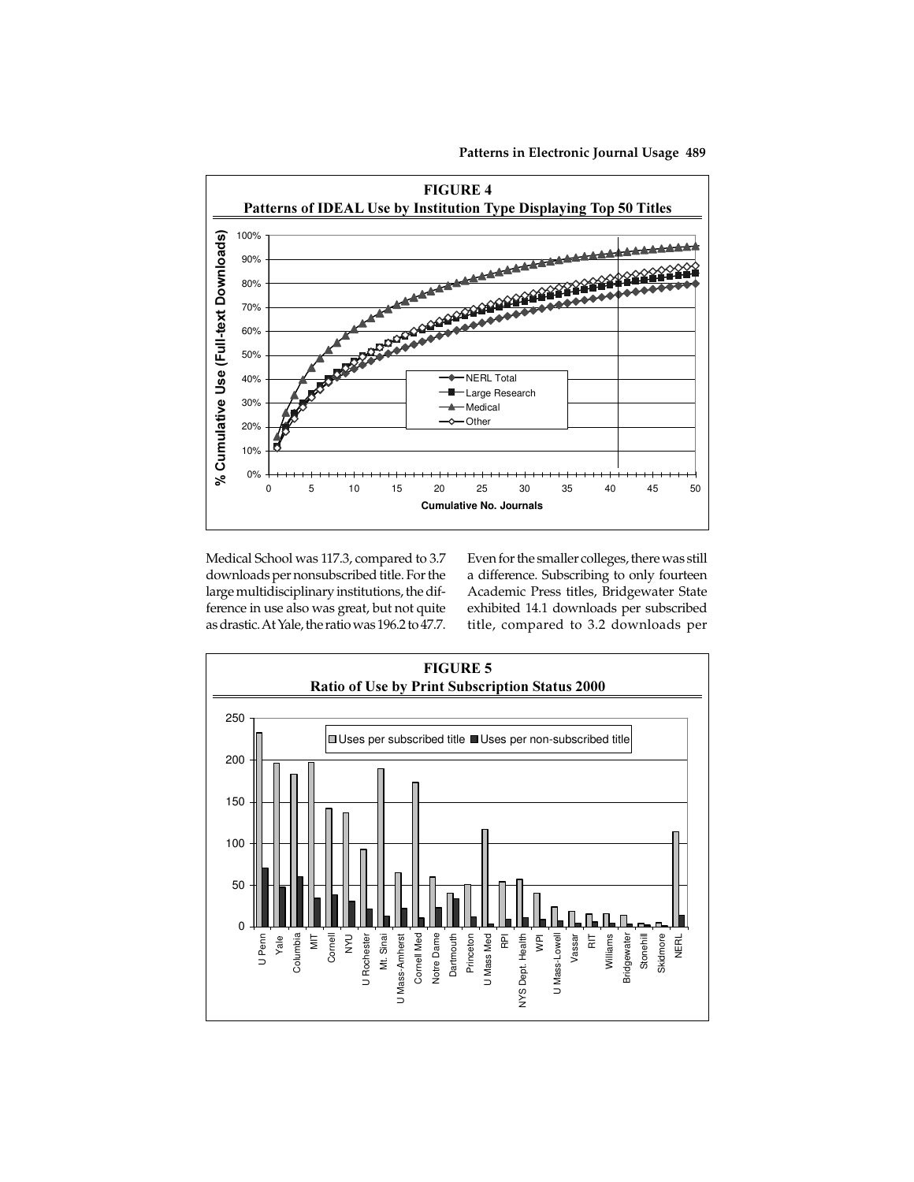**FIGURE 4**
**Patterns of IDEAL Use by Institution Type Displaying Top 50 Titles**

**FIGURE 5**
**Ratio of Use by Print Subscription Status 2000**

Medical School was 117.3, compared to 3.7 downloads per nonsubscribed title. For the large multidisciplinary institutions, the difference in use also was great, but not quite as drastic. At Yale, the ratio was 196.2 to 47.7.

Even for the smaller colleges, there was still a difference. Subscribing to only fourteen Academic Press titles, Bridgewater State exhibited 14.1 downloads per subscribed title, compared to 3.2 downloads per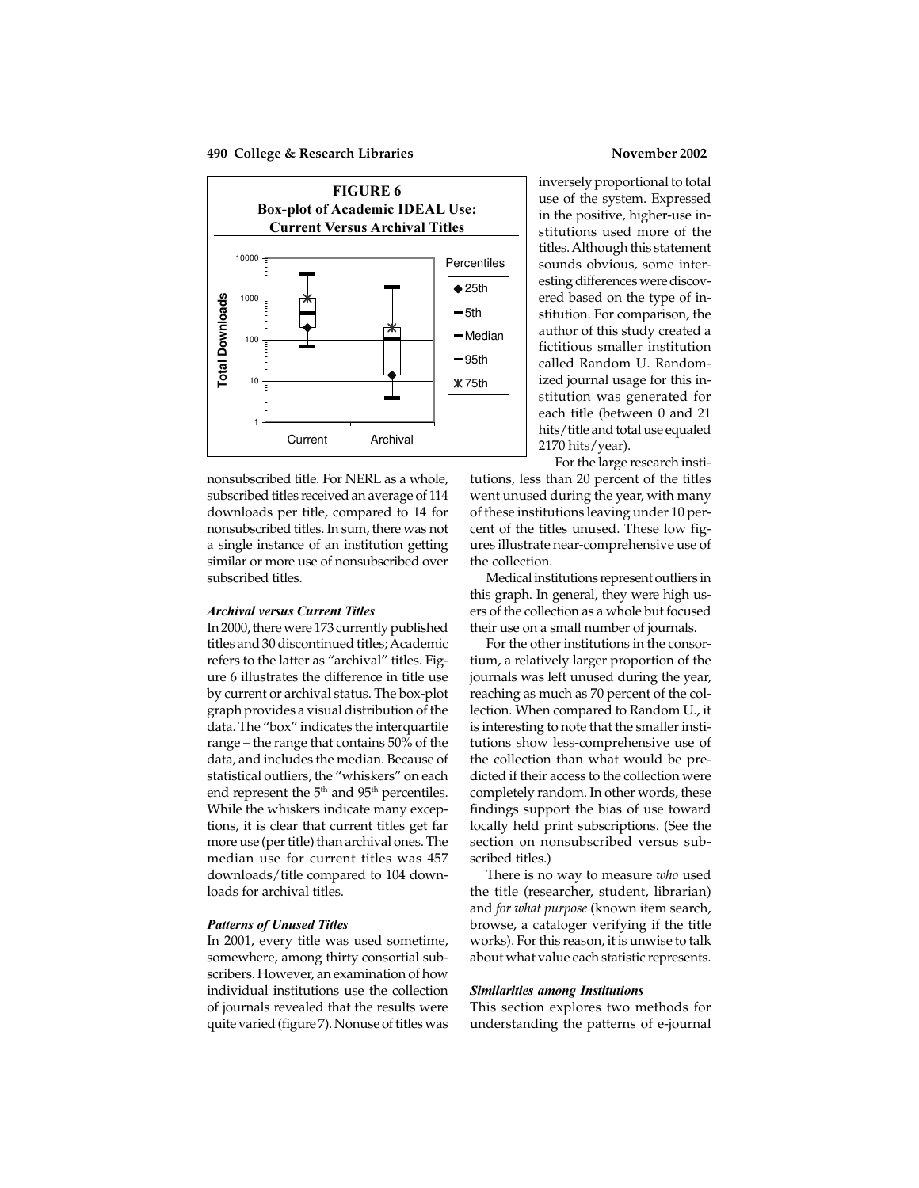**FIGURE 6**
**Box-plot of Academic IDEAL Use: Current Versus Archival Titles**

nonsubscribed title. For NERL as a whole, subscribed titles received an average of 114 downloads per title, compared to 14 for nonsubscribed titles. In sum, there was not a single instance of an institution getting similar or more use of nonsubscribed over subscribed titles.

### *Archival versus Current Titles*

In 2000, there were 173 currently published titles and 30 discontinued titles; Academic refers to the latter as "archival" titles. Figure 6 illustrates the difference in title use by current or archival status. The box-plot graph provides a visual distribution of the data. The "box" indicates the interquartile range – the range that contains 50% of the data, and includes the median. Because of statistical outliers, the "whiskers" on each end represent the 5th and 95th percentiles. While the whiskers indicate many exceptions, it is clear that current titles get far more use (per title) than archival ones. The median use for current titles was 457 downloads/title compared to 104 downloads for archival titles.

### *Patterns of Unused Titles*

In 2001, every title was used sometime, somewhere, among thirty consortial subscribers. However, an examination of how individual institutions use the collection of journals revealed that the results were quite varied (figure 7). Nonuse of titles was inversely proportional to total use of the system. Expressed in the positive, higher-use institutions used more of the titles. Although this statement sounds obvious, some interesting differences were discovered based on the type of institution. For comparison, the author of this study created a fictitious smaller institution called Random U. Randomized journal usage for this institution was generated for each title (between 0 and 21 hits/title and total use equaled 2170 hits/year).

For the large research institutions, less than 20 percent of the titles went unused during the year, with many of these institutions leaving under 10 percent of the titles unused. These low figures illustrate near-comprehensive use of the collection.

Medical institutions represent outliers in this graph. In general, they were high users of the collection as a whole but focused their use on a small number of journals.

For the other institutions in the consortium, a relatively larger proportion of the journals was left unused during the year, reaching as much as 70 percent of the collection. When compared to Random U., it is interesting to note that the smaller institutions show less-comprehensive use of the collection than what would be predicted if their access to the collection were completely random. In other words, these findings support the bias of use toward locally held print subscriptions. (See the section on nonsubscribed versus subscribed titles.)

There is no way to measure *who* used the title (researcher, student, librarian) and *for what purpose* (known item search, browse, a cataloger verifying if the title works). For this reason, it is unwise to talk about what value each statistic represents.

### *Similarities among Institutions*

This section explores two methods for understanding the patterns of e-journal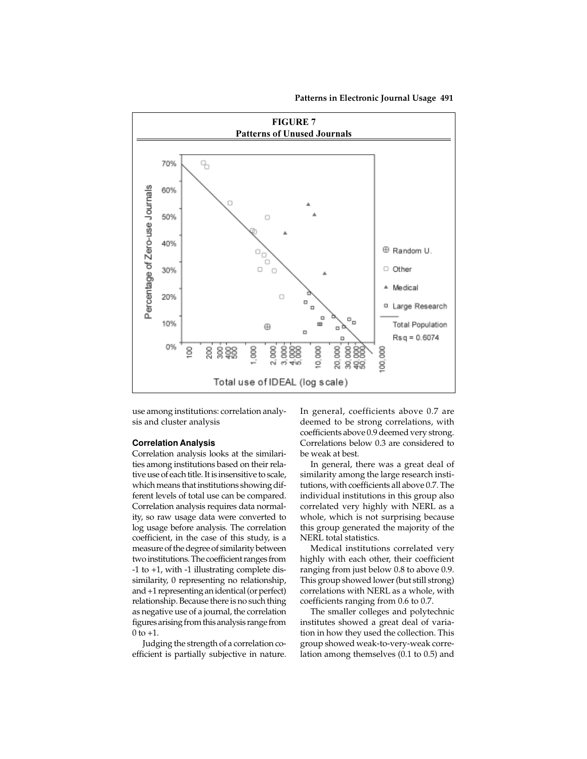**FIGURE 7**
**Patterns of Unused Journals**

use among institutions: correlation analysis and cluster analysis

### Correlation Analysis

Correlation analysis looks at the similarities among institutions based on their relative use of each title. It is insensitive to scale, which means that institutions showing different levels of total use can be compared. Correlation analysis requires data normality, so raw usage data were converted to log usage before analysis. The correlation coefficient, in the case of this study, is a measure of the degree of similarity between two institutions. The coefficient ranges from -1 to +1, with -1 illustrating complete dissimilarity, 0 representing no relationship, and +1 representing an identical (or perfect) relationship. Because there is no such thing as negative use of a journal, the correlation figures arising from this analysis range from 0 to +1.

Judging the strength of a correlation coefficient is partially subjective in nature. In general, coefficients above 0.7 are deemed to be strong correlations, with coefficients above 0.9 deemed very strong. Correlations below 0.3 are considered to be weak at best.

In general, there was a great deal of similarity among the large research institutions, with coefficients all above 0.7. The individual institutions in this group also correlated very highly with NERL as a whole, which is not surprising because this group generated the majority of the NERL total statistics.

Medical institutions correlated very highly with each other, their coefficient ranging from just below 0.8 to above 0.9. This group showed lower (but still strong) correlations with NERL as a whole, with coefficients ranging from 0.6 to 0.7.

The smaller colleges and polytechnic institutes showed a great deal of variation in how they used the collection. This group showed weak-to-very-weak correlation among themselves (0.1 to 0.5) and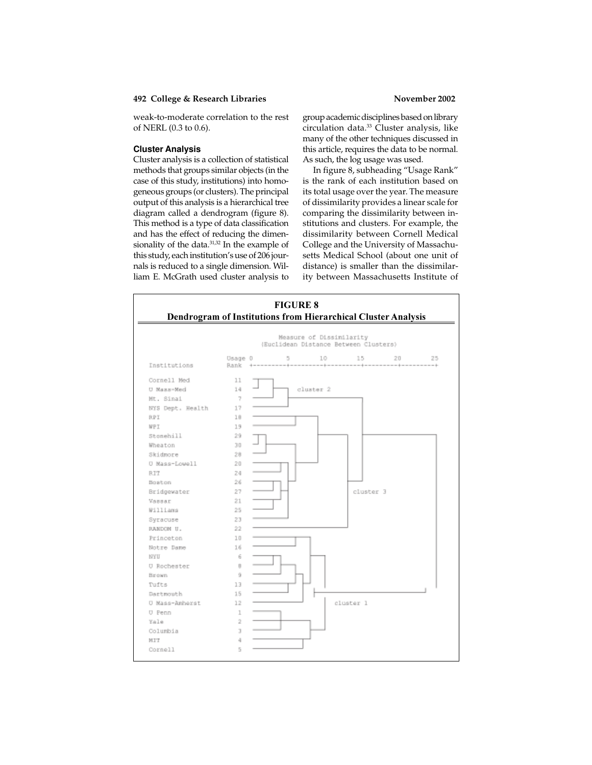weak-to-moderate correlation to the rest of NERL (0.3 to 0.6).

### Cluster Analysis

Cluster analysis is a collection of statistical methods that groups similar objects (in the case of this study, institutions) into homogeneous groups (or clusters). The principal output of this analysis is a hierarchical tree diagram called a dendrogram (figure 8). This method is a type of data classification and has the effect of reducing the dimensionality of the data.[31,32] In the example of this study, each institution's use of 206 journals is reduced to a single dimension. William E. McGrath used cluster analysis to group academic disciplines based on library circulation data.[33] Cluster analysis, like many of the other techniques discussed in this article, requires the data to be normal. As such, the log usage was used.

In figure 8, subheading "Usage Rank" is the rank of each institution based on its total usage over the year. The measure of dissimilarity provides a linear scale for comparing the dissimilarity between institutions and clusters. For example, the dissimilarity between Cornell Medical College and the University of Massachusetts Medical School (about one unit of distance) is smaller than the dissimilarity between Massachusetts Institute of

**FIGURE 8**
**Dendrogram of Institutions from Hierarchical Cluster Analysis**

Measure of Dissimilarity (Euclidean Distance Between Clusters): 0, 5, 10, 15, 20, 25

| Institutions | Usage Rank |
|---|---|
| Cornell Med | 11 |
| U Mass-Med | 14 |
| Mt. Sinai | 7 |
| NYS Dept. Health | 17 |
| RPI | 18 |
| WPI | 19 |
| Stonehill | 29 |
| Wheaton | 30 |
| Skidmore | 28 |
| U Mass-Lowell | 20 |
| RIT | 24 |
| Boston | 26 |
| Bridgewater | 27 |
| Vassar | 21 |
| Williams | 25 |
| Syracuse | 23 |
| RANDOM U. | 22 |
| Princeton | 10 |
| Notre Dame | 16 |
| NYU | 6 |
| U Rochester | 8 |
| Brown | 9 |
| Tufts | 13 |
| Dartmouth | 15 |
| U Mass-Amherst | 12 |
| U Penn | 1 |
| Yale | 2 |
| Columbia | 3 |
| MIT | 4 |
| Cornell | 5 |

cluster 2: Cornell Med, U Mass-Med, Mt. Sinai; cluster 3; cluster 1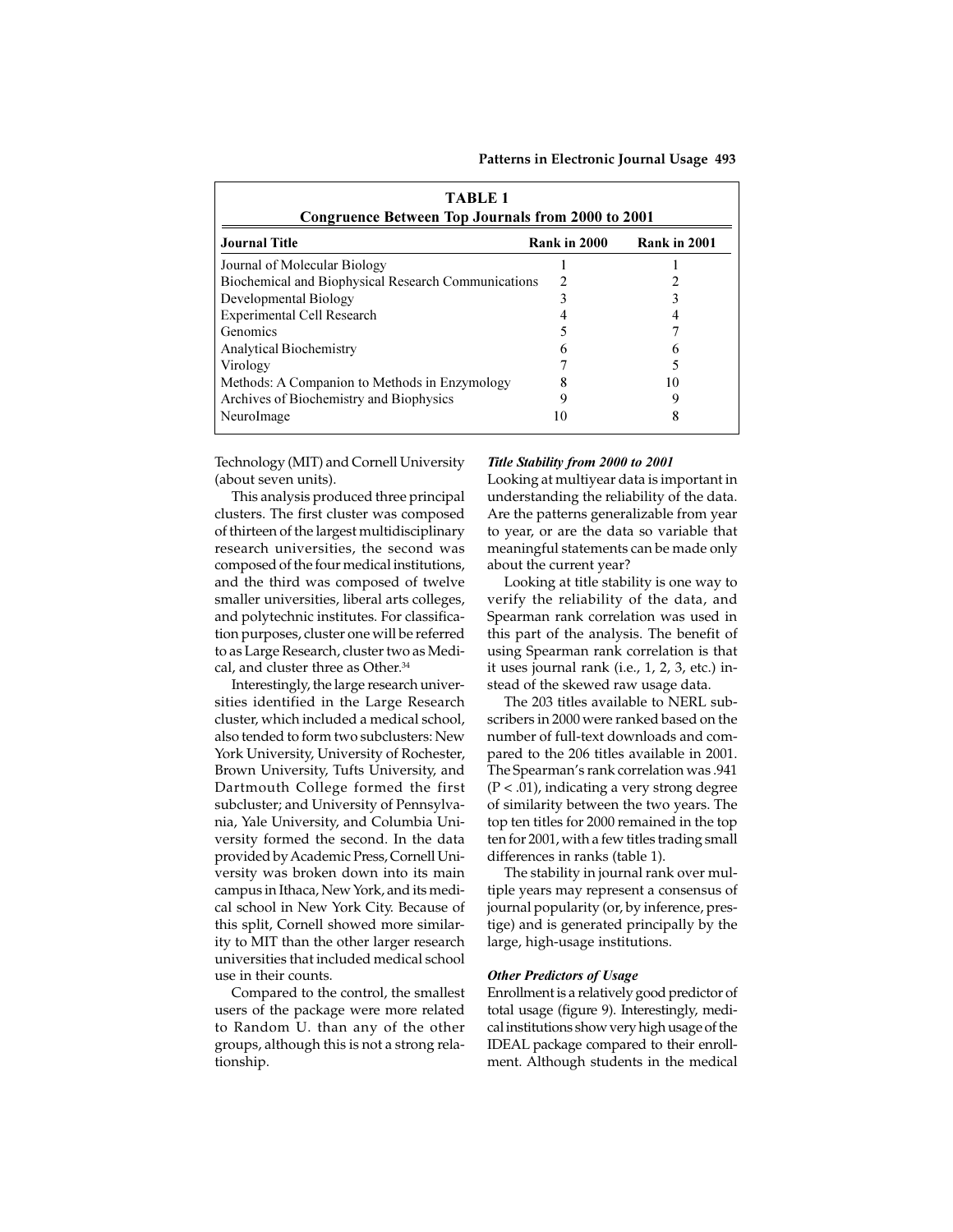**TABLE 1**
**Congruence Between Top Journals from 2000 to 2001**

| Journal Title | Rank in 2000 | Rank in 2001 |
|---|---|---|
| Journal of Molecular Biology | 1 | 1 |
| Biochemical and Biophysical Research Communications | 2 | 2 |
| Developmental Biology | 3 | 3 |
| Experimental Cell Research | 4 | 4 |
| Genomics | 5 | 7 |
| Analytical Biochemistry | 6 | 6 |
| Virology | 7 | 5 |
| Methods: A Companion to Methods in Enzymology | 8 | 10 |
| Archives of Biochemistry and Biophysics | 9 | 9 |
| NeuroImage | 10 | 8 |

Technology (MIT) and Cornell University (about seven units).

This analysis produced three principal clusters. The first cluster was composed of thirteen of the largest multidisciplinary research universities, the second was composed of the four medical institutions, and the third was composed of twelve smaller universities, liberal arts colleges, and polytechnic institutes. For classification purposes, cluster one will be referred to as Large Research, cluster two as Medical, and cluster three as Other.[34]

Interestingly, the large research universities identified in the Large Research cluster, which included a medical school, also tended to form two subclusters: New York University, University of Rochester, Brown University, Tufts University, and Dartmouth College formed the first subcluster; and University of Pennsylvania, Yale University, and Columbia University formed the second. In the data provided by Academic Press, Cornell University was broken down into its main campus in Ithaca, New York, and its medical school in New York City. Because of this split, Cornell showed more similarity to MIT than the other larger research universities that included medical school use in their counts.

Compared to the control, the smallest users of the package were more related to Random U. than any of the other groups, although this is not a strong relationship.

### *Title Stability from 2000 to 2001*

Looking at multiyear data is important in understanding the reliability of the data. Are the patterns generalizable from year to year, or are the data so variable that meaningful statements can be made only about the current year?

Looking at title stability is one way to verify the reliability of the data, and Spearman rank correlation was used in this part of the analysis. The benefit of using Spearman rank correlation is that it uses journal rank (i.e., 1, 2, 3, etc.) instead of the skewed raw usage data.

The 203 titles available to NERL subscribers in 2000 were ranked based on the number of full-text downloads and compared to the 206 titles available in 2001. The Spearman's rank correlation was .941 ($P < .01$), indicating a very strong degree of similarity between the two years. The top ten titles for 2000 remained in the top ten for 2001, with a few titles trading small differences in ranks (table 1).

The stability in journal rank over multiple years may represent a consensus of journal popularity (or, by inference, prestige) and is generated principally by the large, high-usage institutions.

### *Other Predictors of Usage*

Enrollment is a relatively good predictor of total usage (figure 9). Interestingly, medical institutions show very high usage of the IDEAL package compared to their enrollment. Although students in the medical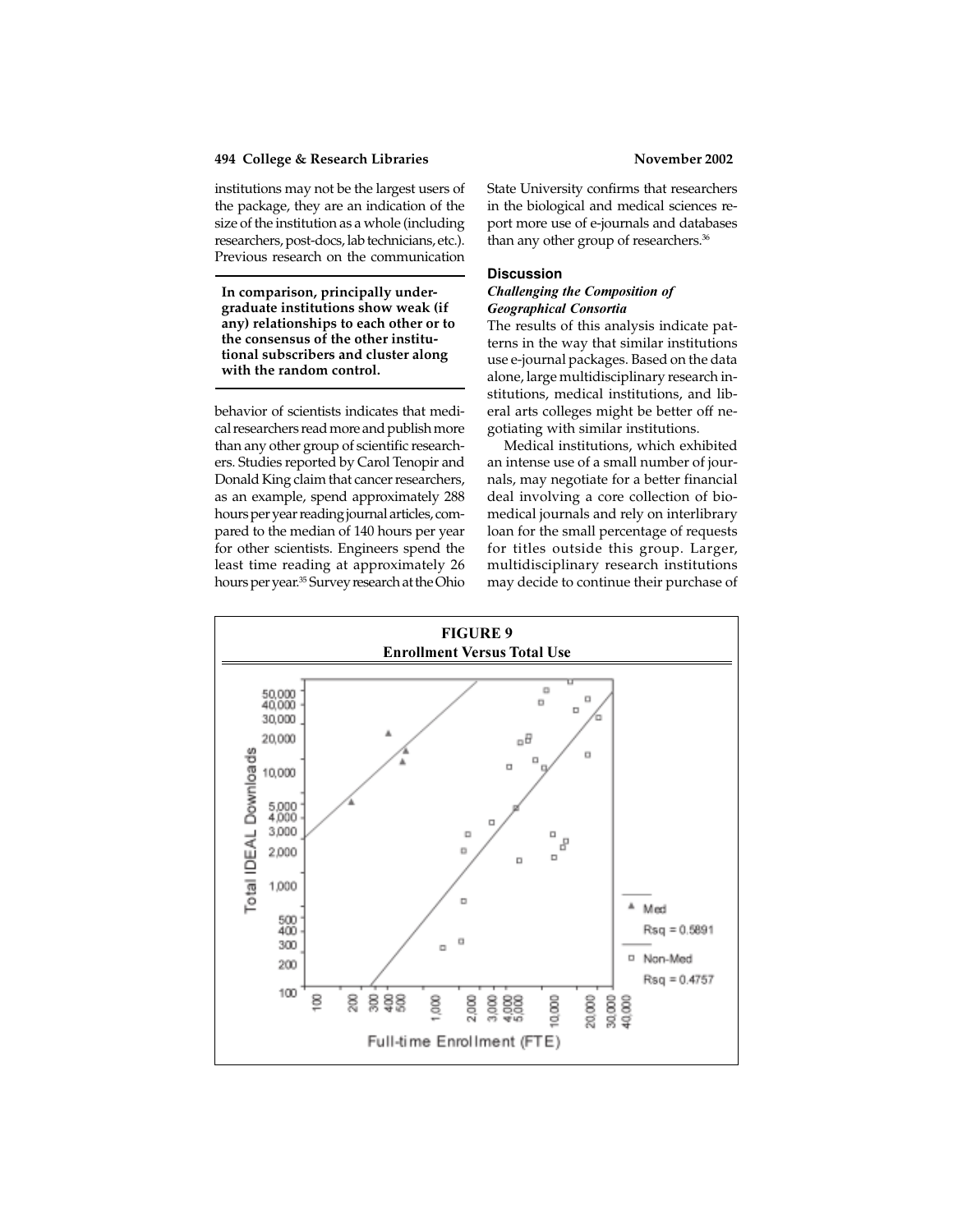institutions may not be the largest users of the package, they are an indication of the size of the institution as a whole (including researchers, post-docs, lab technicians, etc.). Previous research on the communication

**In comparison, principally undergraduate institutions show weak (if any) relationships to each other or to the consensus of the other institutional subscribers and cluster along with the random control.**

behavior of scientists indicates that medical researchers read more and publish more than any other group of scientific researchers. Studies reported by Carol Tenopir and Donald King claim that cancer researchers, as an example, spend approximately 288 hours per year reading journal articles, compared to the median of 140 hours per year for other scientists. Engineers spend the least time reading at approximately 26 hours per year.[35] Survey research at the Ohio State University confirms that researchers in the biological and medical sciences report more use of e-journals and databases than any other group of researchers.[36]

## Discussion

### *Challenging the Composition of Geographical Consortia*

The results of this analysis indicate patterns in the way that similar institutions use e-journal packages. Based on the data alone, large multidisciplinary research institutions, medical institutions, and liberal arts colleges might be better off negotiating with similar institutions.

Medical institutions, which exhibited an intense use of a small number of journals, may negotiate for a better financial deal involving a core collection of biomedical journals and rely on interlibrary loan for the small percentage of requests for titles outside this group. Larger, multidisciplinary research institutions may decide to continue their purchase of

**FIGURE 9**
**Enrollment Versus Total Use**

Total IDEAL Downloads vs. Full-time Enrollment (FTE); Med Rsq = 0.5891; Non-Med Rsq = 0.4757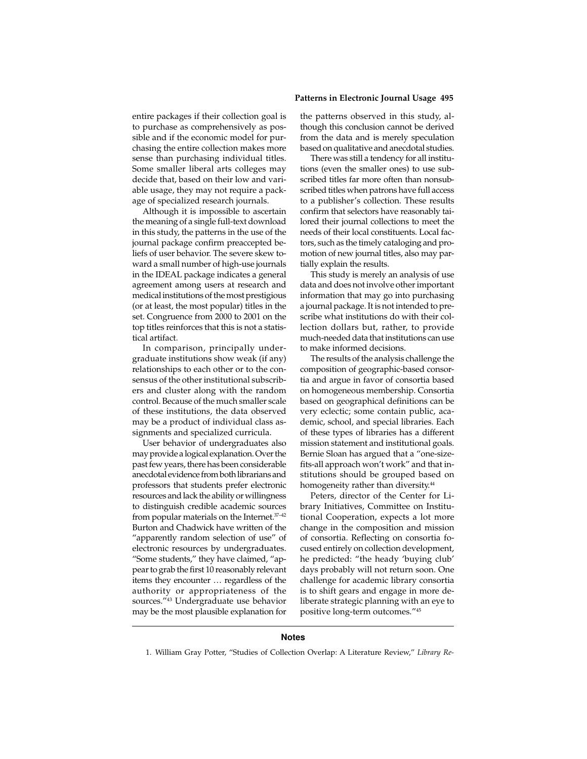entire packages if their collection goal is to purchase as comprehensively as possible and if the economic model for purchasing the entire collection makes more sense than purchasing individual titles. Some smaller liberal arts colleges may decide that, based on their low and variable usage, they may not require a package of specialized research journals.

Although it is impossible to ascertain the meaning of a single full-text download in this study, the patterns in the use of the journal package confirm preaccepted beliefs of user behavior. The severe skew toward a small number of high-use journals in the IDEAL package indicates a general agreement among users at research and medical institutions of the most prestigious (or at least, the most popular) titles in the set. Congruence from 2000 to 2001 on the top titles reinforces that this is not a statistical artifact.

In comparison, principally undergraduate institutions show weak (if any) relationships to each other or to the consensus of the other institutional subscribers and cluster along with the random control. Because of the much smaller scale of these institutions, the data observed may be a product of individual class assignments and specialized curricula.

User behavior of undergraduates also may provide a logical explanation. Over the past few years, there has been considerable anecdotal evidence from both librarians and professors that students prefer electronic resources and lack the ability or willingness to distinguish credible academic sources from popular materials on the Internet.[37–42] Burton and Chadwick have written of the "apparently random selection of use" of electronic resources by undergraduates. "Some students," they have claimed, "appear to grab the first 10 reasonably relevant items they encounter … regardless of the authority or appropriateness of the sources."[43] Undergraduate use behavior may be the most plausible explanation for the patterns observed in this study, although this conclusion cannot be derived from the data and is merely speculation based on qualitative and anecdotal studies.

There was still a tendency for all institutions (even the smaller ones) to use subscribed titles far more often than nonsubscribed titles when patrons have full access to a publisher's collection. These results confirm that selectors have reasonably tailored their journal collections to meet the needs of their local constituents. Local factors, such as the timely cataloging and promotion of new journal titles, also may partially explain the results.

This study is merely an analysis of use data and does not involve other important information that may go into purchasing a journal package. It is not intended to prescribe what institutions do with their collection dollars but, rather, to provide much-needed data that institutions can use to make informed decisions.

The results of the analysis challenge the composition of geographic-based consortia and argue in favor of consortia based on homogeneous membership. Consortia based on geographical definitions can be very eclectic; some contain public, academic, school, and special libraries. Each of these types of libraries has a different mission statement and institutional goals. Bernie Sloan has argued that a "one-size-fits-all approach won't work" and that institutions should be grouped based on homogeneity rather than diversity.[44]

Peters, director of the Center for Library Initiatives, Committee on Institutional Cooperation, expects a lot more change in the composition and mission of consortia. Reflecting on consortia focused entirely on collection development, he predicted: "the heady 'buying club' days probably will not return soon. One challenge for academic library consortia is to shift gears and engage in more deliberate strategic planning with an eye to positive long-term outcomes."[45]

## Notes

1. William Gray Potter, "Studies of Collection Overlap: A Literature Review," *Library Re-*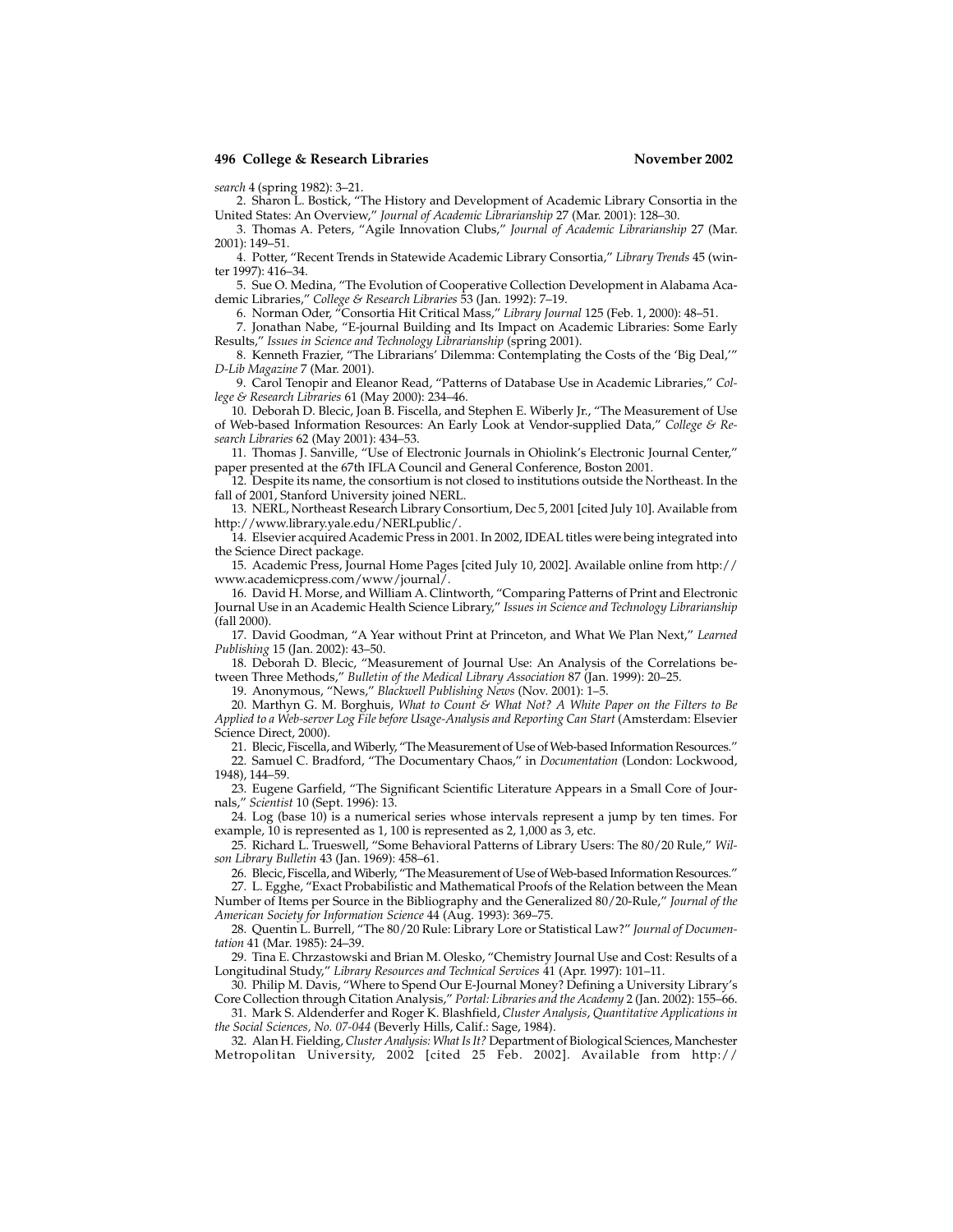*search* 4 (spring 1982): 3–21.

2. Sharon L. Bostick, "The History and Development of Academic Library Consortia in the United States: An Overview," *Journal of Academic Librarianship* 27 (Mar. 2001): 128–30.

3. Thomas A. Peters, "Agile Innovation Clubs," *Journal of Academic Librarianship* 27 (Mar. 2001): 149–51.

4. Potter, "Recent Trends in Statewide Academic Library Consortia," *Library Trends* 45 (winter 1997): 416–34.

5. Sue O. Medina, "The Evolution of Cooperative Collection Development in Alabama Academic Libraries," *College & Research Libraries* 53 (Jan. 1992): 7–19.

6. Norman Oder, "Consortia Hit Critical Mass," *Library Journal* 125 (Feb. 1, 2000): 48–51.

7. Jonathan Nabe, "E-journal Building and Its Impact on Academic Libraries: Some Early Results," *Issues in Science and Technology Librarianship* (spring 2001).

8. Kenneth Frazier, "The Librarians' Dilemma: Contemplating the Costs of the 'Big Deal,'" *D-Lib Magazine* 7 (Mar. 2001).

9. Carol Tenopir and Eleanor Read, "Patterns of Database Use in Academic Libraries," *College & Research Libraries* 61 (May 2000): 234–46.

10. Deborah D. Blecic, Joan B. Fiscella, and Stephen E. Wiberly Jr., "The Measurement of Use of Web-based Information Resources: An Early Look at Vendor-supplied Data," *College & Research Libraries* 62 (May 2001): 434–53.

11. Thomas J. Sanville, "Use of Electronic Journals in Ohiolink's Electronic Journal Center," paper presented at the 67th IFLA Council and General Conference, Boston 2001.

12. Despite its name, the consortium is not closed to institutions outside the Northeast. In the fall of 2001, Stanford University joined NERL.

13. NERL, Northeast Research Library Consortium, Dec 5, 2001 [cited July 10]. Available from http://www.library.yale.edu/NERLpublic/.

14. Elsevier acquired Academic Press in 2001. In 2002, IDEAL titles were being integrated into the Science Direct package.

15. Academic Press, Journal Home Pages [cited July 10, 2002]. Available online from http://www.academicpress.com/www/journal/.

16. David H. Morse, and William A. Clintworth, "Comparing Patterns of Print and Electronic Journal Use in an Academic Health Science Library," *Issues in Science and Technology Librarianship* (fall 2000).

17. David Goodman, "A Year without Print at Princeton, and What We Plan Next," *Learned Publishing* 15 (Jan. 2002): 43–50.

18. Deborah D. Blecic, "Measurement of Journal Use: An Analysis of the Correlations between Three Methods," *Bulletin of the Medical Library Association* 87 (Jan. 1999): 20–25.

19. Anonymous, "News," *Blackwell Publishing News* (Nov. 2001): 1–5.

20. Marthyn G. M. Borghuis, *What to Count & What Not? A White Paper on the Filters to Be Applied to a Web-server Log File before Usage-Analysis and Reporting Can Start* (Amsterdam: Elsevier Science Direct, 2000).

21. Blecic, Fiscella, and Wiberly, "The Measurement of Use of Web-based Information Resources."

22. Samuel C. Bradford, "The Documentary Chaos," in *Documentation* (London: Lockwood, 1948), 144–59.

23. Eugene Garfield, "The Significant Scientific Literature Appears in a Small Core of Journals," *Scientist* 10 (Sept. 1996): 13.

24. Log (base 10) is a numerical series whose intervals represent a jump by ten times. For example, 10 is represented as 1, 100 is represented as 2, 1,000 as 3, etc.

25. Richard L. Trueswell, "Some Behavioral Patterns of Library Users: The 80/20 Rule," *Wilson Library Bulletin* 43 (Jan. 1969): 458–61.

26. Blecic, Fiscella, and Wiberly, "The Measurement of Use of Web-based Information Resources."

27. L. Egghe, "Exact Probabilistic and Mathematical Proofs of the Relation between the Mean Number of Items per Source in the Bibliography and the Generalized 80/20-Rule," *Journal of the American Society for Information Science* 44 (Aug. 1993): 369–75.

28. Quentin L. Burrell, "The 80/20 Rule: Library Lore or Statistical Law?" *Journal of Documentation* 41 (Mar. 1985): 24–39.

29. Tina E. Chrzastowski and Brian M. Olesko, "Chemistry Journal Use and Cost: Results of a Longitudinal Study," *Library Resources and Technical Services* 41 (Apr. 1997): 101–11.

30. Philip M. Davis, "Where to Spend Our E-Journal Money? Defining a University Library's Core Collection through Citation Analysis," *Portal: Libraries and the Academy* 2 (Jan. 2002): 155–66.

31. Mark S. Aldenderfer and Roger K. Blashfield, *Cluster Analysis*, *Quantitative Applications in the Social Sciences, No. 07-044* (Beverly Hills, Calif.: Sage, 1984).

32. Alan H. Fielding, *Cluster Analysis: What Is It?* Department of Biological Sciences, Manchester Metropolitan University, 2002 [cited 25 Feb. 2002]. Available from http://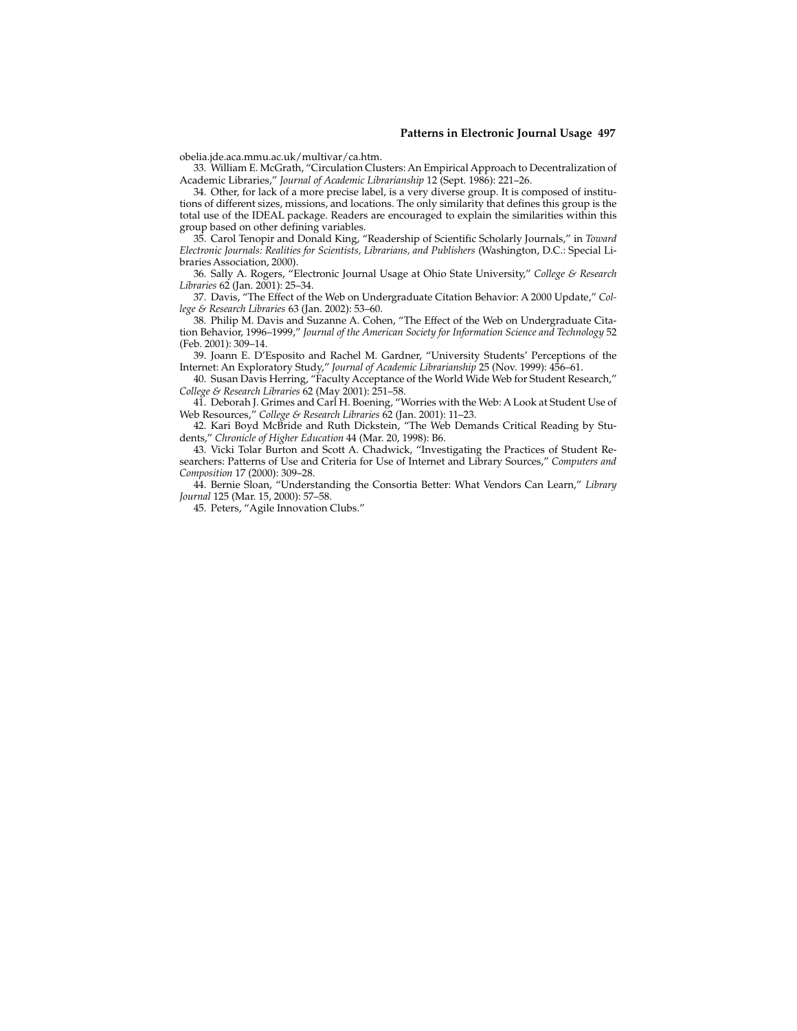obelia.jde.aca.mmu.ac.uk/multivar/ca.htm.

33. William E. McGrath, "Circulation Clusters: An Empirical Approach to Decentralization of Academic Libraries," *Journal of Academic Librarianship* 12 (Sept. 1986): 221–26.

34. Other, for lack of a more precise label, is a very diverse group. It is composed of institutions of different sizes, missions, and locations. The only similarity that defines this group is the total use of the IDEAL package. Readers are encouraged to explain the similarities within this group based on other defining variables.

35. Carol Tenopir and Donald King, "Readership of Scientific Scholarly Journals," in *Toward Electronic Journals: Realities for Scientists, Librarians, and Publishers* (Washington, D.C.: Special Libraries Association, 2000).

36. Sally A. Rogers, "Electronic Journal Usage at Ohio State University," *College & Research Libraries* 62 (Jan. 2001): 25–34.

37. Davis, "The Effect of the Web on Undergraduate Citation Behavior: A 2000 Update," *College & Research Libraries* 63 (Jan. 2002): 53–60.

38. Philip M. Davis and Suzanne A. Cohen, "The Effect of the Web on Undergraduate Citation Behavior, 1996–1999," *Journal of the American Society for Information Science and Technology* 52 (Feb. 2001): 309–14.

39. Joann E. D'Esposito and Rachel M. Gardner, "University Students' Perceptions of the Internet: An Exploratory Study," *Journal of Academic Librarianship* 25 (Nov. 1999): 456–61.

40. Susan Davis Herring, "Faculty Acceptance of the World Wide Web for Student Research," *College & Research Libraries* 62 (May 2001): 251–58.

41. Deborah J. Grimes and Carl H. Boening, "Worries with the Web: A Look at Student Use of Web Resources," *College & Research Libraries* 62 (Jan. 2001): 11–23.

42. Kari Boyd McBride and Ruth Dickstein, "The Web Demands Critical Reading by Students," *Chronicle of Higher Education* 44 (Mar. 20, 1998): B6.

43. Vicki Tolar Burton and Scott A. Chadwick, "Investigating the Practices of Student Researchers: Patterns of Use and Criteria for Use of Internet and Library Sources," *Computers and Composition* 17 (2000): 309–28.

44. Bernie Sloan, "Understanding the Consortia Better: What Vendors Can Learn," *Library Journal* 125 (Mar. 15, 2000): 57–58.

45. Peters, "Agile Innovation Clubs."